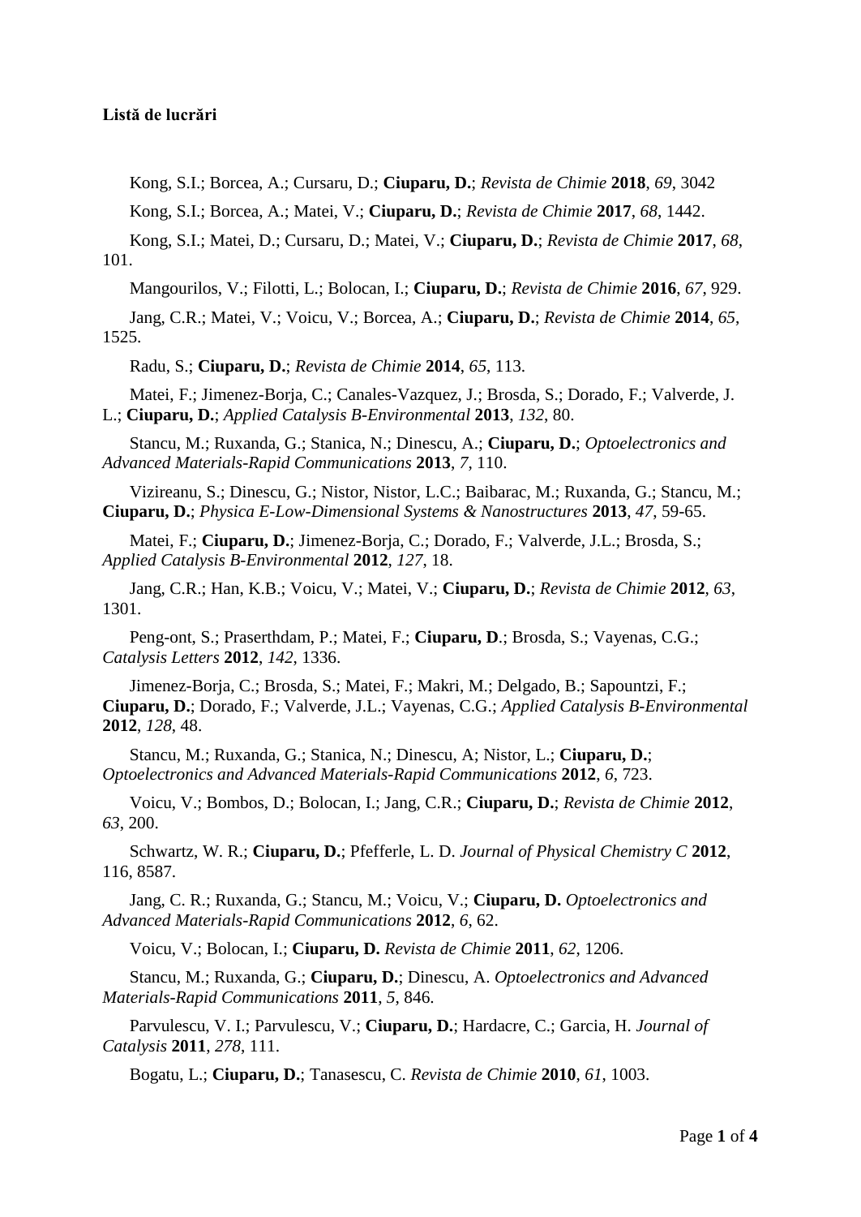**Listă de lucrări**

Kong, S.I.; Borcea, A.; Cursaru, D.; **Ciuparu, D.**; *Revista de Chimie* **2018**, *69*, 3042

Kong, S.I.; Borcea, A.; Matei, V.; **Ciuparu, D.**; *Revista de Chimie* **2017**, *68*, 1442.

Kong, S.I.; Matei, D.; Cursaru, D.; Matei, V.; **Ciuparu, D.**; *Revista de Chimie* **2017**, *68*, 101.

Mangourilos, V.; Filotti, L.; Bolocan, I.; **Ciuparu, D.**; *Revista de Chimie* **2016**, *67*, 929.

Jang, C.R.; Matei, V.; Voicu, V.; Borcea, A.; **Ciuparu, D.**; *Revista de Chimie* **2014**, *65*, 1525.

Radu, S.; **Ciuparu, D.**; *Revista de Chimie* **2014**, *65*, 113.

Matei, F.; Jimenez-Borja, C.; Canales-Vazquez, J.; Brosda, S.; Dorado, F.; Valverde, J. L.; **Ciuparu, D.**; *Applied Catalysis B-Environmental* **2013**, *132*, 80.

Stancu, M.; Ruxanda, G.; Stanica, N.; Dinescu, A.; **Ciuparu, D.**; *Optoelectronics and Advanced Materials-Rapid Communications* **2013**, *7*, 110.

Vizireanu, S.; Dinescu, G.; Nistor, Nistor, L.C.; Baibarac, M.; Ruxanda, G.; Stancu, M.; **Ciuparu, D.**; *Physica E-Low-Dimensional Systems & Nanostructures* **2013**, *47*, 59-65.

Matei, F.; **Ciuparu, D.**; Jimenez-Borja, C.; Dorado, F.; Valverde, J.L.; Brosda, S.; *Applied Catalysis B-Environmental* **2012**, *127*, 18.

Jang, C.R.; Han, K.B.; Voicu, V.; Matei, V.; **Ciuparu, D.**; *Revista de Chimie* **2012**, *63*, 1301.

Peng-ont, S.; Praserthdam, P.; Matei, F.; **Ciuparu, D**.; Brosda, S.; Vayenas, C.G.; *Catalysis Letters* **2012**, *142*, 1336.

Jimenez-Borja, C.; Brosda, S.; Matei, F.; Makri, M.; Delgado, B.; Sapountzi, F.; **Ciuparu, D.**; Dorado, F.; Valverde, J.L.; Vayenas, C.G.; *Applied Catalysis B-Environmental* **2012**, *128*, 48.

Stancu, M.; Ruxanda, G.; Stanica, N.; Dinescu, A; Nistor, L.; **Ciuparu, D.**; *Optoelectronics and Advanced Materials-Rapid Communications* **2012**, *6*, 723.

Voicu, V.; Bombos, D.; Bolocan, I.; Jang, C.R.; **Ciuparu, D.**; *Revista de Chimie* **2012**, *63*, 200.

Schwartz, W. R.; **Ciuparu, D.**; Pfefferle, L. D. *Journal of Physical Chemistry C* **2012**, 116, 8587.

Jang, C. R.; Ruxanda, G.; Stancu, M.; Voicu, V.; **Ciuparu, D.** *Optoelectronics and Advanced Materials-Rapid Communications* **2012**, *6*, 62.

Voicu, V.; Bolocan, I.; **Ciuparu, D.** *Revista de Chimie* **2011**, *62*, 1206.

Stancu, M.; Ruxanda, G.; **Ciuparu, D.**; Dinescu, A. *Optoelectronics and Advanced Materials-Rapid Communications* **2011**, *5*, 846.

Parvulescu, V. I.; Parvulescu, V.; **Ciuparu, D.**; Hardacre, C.; Garcia, H. *Journal of Catalysis* **2011**, *278*, 111.

Bogatu, L.; **Ciuparu, D.**; Tanasescu, C. *Revista de Chimie* **2010**, *61*, 1003.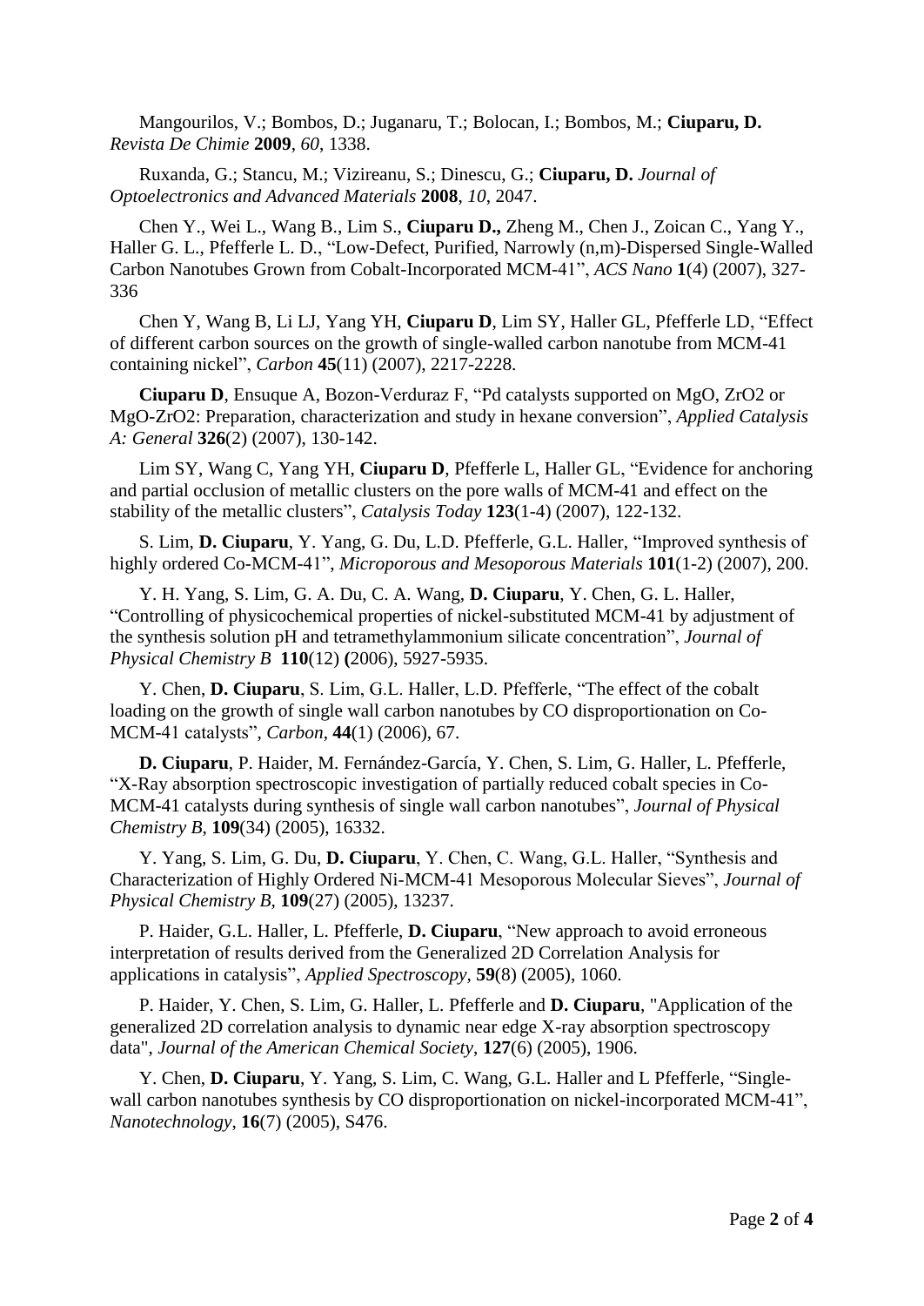Mangourilos, V.; Bombos, D.; Juganaru, T.; Bolocan, I.; Bombos, M.; **Ciuparu, D.** *Revista De Chimie* **2009**, *60*, 1338.

Ruxanda, G.; Stancu, M.; Vizireanu, S.; Dinescu, G.; **Ciuparu, D.** *Journal of Optoelectronics and Advanced Materials* **2008**, *10*, 2047.

Chen Y., Wei L., Wang B., Lim S., **Ciuparu D.,** Zheng M., Chen J., Zoican C., Yang Y., Haller G. L., Pfefferle L. D., "Low-Defect, Purified, Narrowly (n,m)-Dispersed Single-Walled Carbon Nanotubes Grown from Cobalt-Incorporated MCM-41", *ACS Nano* **1**(4) (2007), 327-336

Chen Y, Wang B, Li LJ, Yang YH, **Ciuparu D**, Lim SY, Haller GL, Pfefferle LD, "Effect of different carbon sources on the growth of single-walled carbon nanotube from MCM-41 containing nickel", *Carbon* **45**(11) (2007), 2217-2228.

**Ciuparu D**, Ensuque A, Bozon-Verduraz F, "Pd catalysts supported on MgO, ZrO2 or MgO-ZrO2: Preparation, characterization and study in hexane conversion", *Applied Catalysis A: General* **326**(2) (2007), 130-142.

Lim SY, Wang C, Yang YH, **Ciuparu D**, Pfefferle L, Haller GL, "Evidence for anchoring and partial occlusion of metallic clusters on the pore walls of MCM-41 and effect on the stability of the metallic clusters", *Catalysis Today* **123**(1-4) (2007), 122-132.

S. Lim, **D. Ciuparu**, Y. Yang, G. Du, L.D. Pfefferle, G.L. Haller, "Improved synthesis of highly ordered Co-MCM-41", *Microporous and Mesoporous Materials* **101**(1-2) (2007), 200.

Y. H. Yang, S. Lim, G. A. Du, C. A. Wang, **D. Ciuparu**, Y. Chen, G. L. Haller, "Controlling of physicochemical properties of nickel-substituted MCM-41 by adjustment of the synthesis solution pH and tetramethylammonium silicate concentration", *Journal of Physical Chemistry B* **110**(12) **(**2006), 5927-5935.

Y. Chen, **D. Ciuparu**, S. Lim, G.L. Haller, L.D. Pfefferle, "The effect of the cobalt loading on the growth of single wall carbon nanotubes by CO disproportionation on Co-MCM-41 catalysts", *Carbon*, **44**(1) (2006), 67.

**D. Ciuparu**, P. Haider, M. Fernández-García, Y. Chen, S. Lim, G. Haller, L. Pfefferle, "X-Ray absorption spectroscopic investigation of partially reduced cobalt species in Co-MCM-41 catalysts during synthesis of single wall carbon nanotubes", *Journal of Physical Chemistry B*, **109**(34) (2005), 16332.

Y. Yang, S. Lim, G. Du, **D. Ciuparu**, Y. Chen, C. Wang, G.L. Haller, "Synthesis and Characterization of Highly Ordered Ni-MCM-41 Mesoporous Molecular Sieves", *Journal of Physical Chemistry B*, **109**(27) (2005), 13237.

P. Haider, G.L. Haller, L. Pfefferle, **D. Ciuparu**, "New approach to avoid erroneous interpretation of results derived from the Generalized 2D Correlation Analysis for applications in catalysis", *Applied Spectroscopy*, **59**(8) (2005), 1060.

P. Haider, Y. Chen, S. Lim, G. Haller, L. Pfefferle and **D. Ciuparu**, "Application of the generalized 2D correlation analysis to dynamic near edge X-ray absorption spectroscopy data", *Journal of the American Chemical Society*, **127**(6) (2005), 1906.

Y. Chen, **D. Ciuparu**, Y. Yang, S. Lim, C. Wang, G.L. Haller and L Pfefferle, "Single-wall carbon nanotubes synthesis by CO disproportionation on nickel-incorporated MCM-41", *Nanotechnology*, **16**(7) (2005), S476.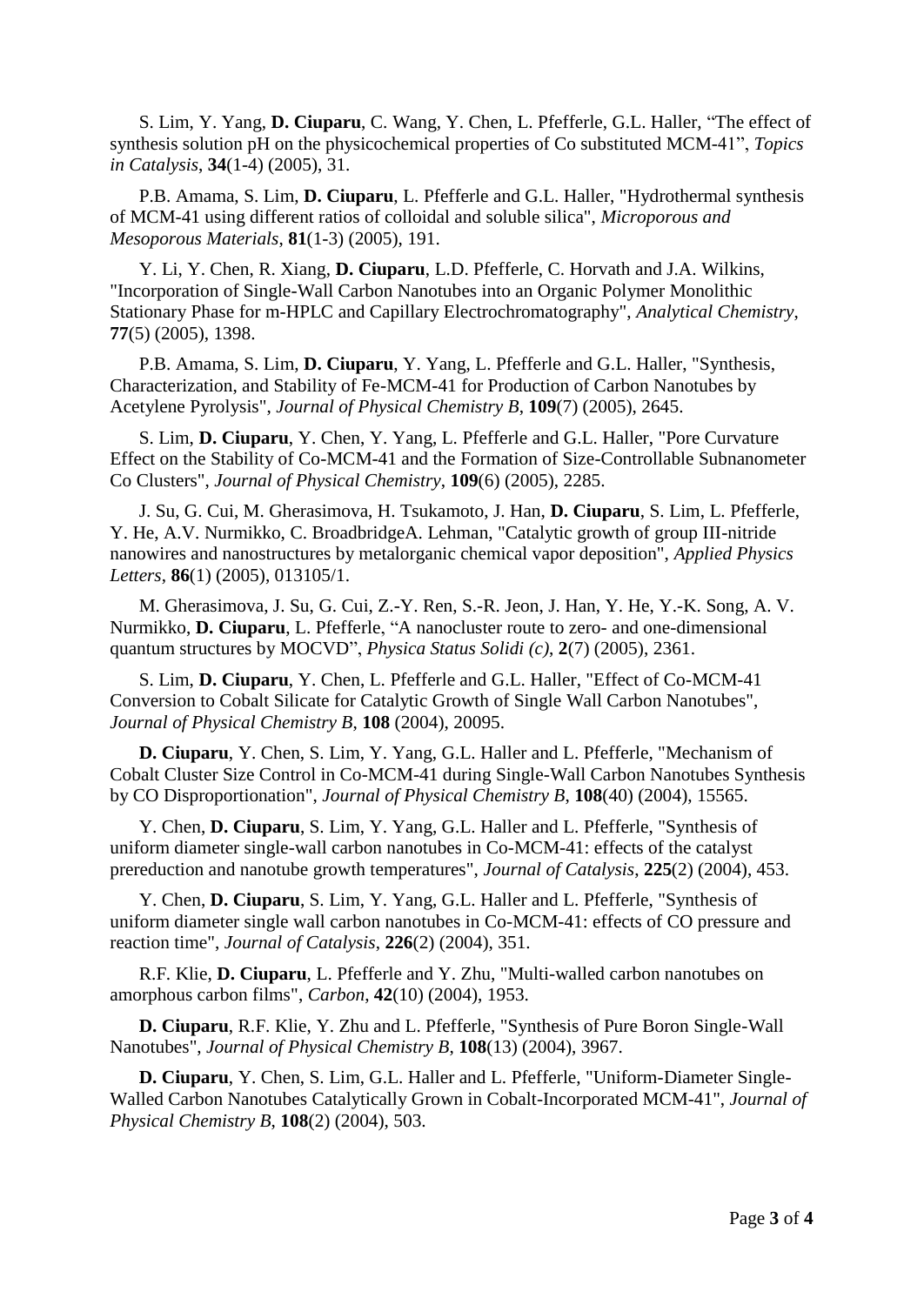S. Lim, Y. Yang, **D. Ciuparu**, C. Wang, Y. Chen, L. Pfefferle, G.L. Haller, “The effect of synthesis solution pH on the physicochemical properties of Co substituted MCM-41”, *Topics in Catalysis*, **34**(1-4) (2005), 31.

P.B. Amama, S. Lim, **D. Ciuparu**, L. Pfefferle and G.L. Haller, "Hydrothermal synthesis of MCM-41 using different ratios of colloidal and soluble silica", *Microporous and Mesoporous Materials*, **81**(1-3) (2005), 191.

Y. Li, Y. Chen, R. Xiang, **D. Ciuparu**, L.D. Pfefferle, C. Horvath and J.A. Wilkins, "Incorporation of Single-Wall Carbon Nanotubes into an Organic Polymer Monolithic Stationary Phase for m-HPLC and Capillary Electrochromatography", *Analytical Chemistry*, **77**(5) (2005), 1398.

P.B. Amama, S. Lim, **D. Ciuparu**, Y. Yang, L. Pfefferle and G.L. Haller, "Synthesis, Characterization, and Stability of Fe-MCM-41 for Production of Carbon Nanotubes by Acetylene Pyrolysis", *Journal of Physical Chemistry B*, **109**(7) (2005), 2645.

S. Lim, **D. Ciuparu**, Y. Chen, Y. Yang, L. Pfefferle and G.L. Haller, "Pore Curvature Effect on the Stability of Co-MCM-41 and the Formation of Size-Controllable Subnanometer Co Clusters", *Journal of Physical Chemistry*, **109**(6) (2005), 2285.

J. Su, G. Cui, M. Gherasimova, H. Tsukamoto, J. Han, **D. Ciuparu**, S. Lim, L. Pfefferle, Y. He, A.V. Nurmikko, C. BroadbridgeA. Lehman, "Catalytic growth of group III-nitride nanowires and nanostructures by metalorganic chemical vapor deposition", *Applied Physics Letters*, **86**(1) (2005), 013105/1.

M. Gherasimova, J. Su, G. Cui, Z.-Y. Ren, S.-R. Jeon, J. Han, Y. He, Y.-K. Song, A. V. Nurmikko, **D. Ciuparu**, L. Pfefferle, “A nanocluster route to zero- and one-dimensional quantum structures by MOCVD”, *Physica Status Solidi (c)*, **2**(7) (2005), 2361.

S. Lim, **D. Ciuparu**, Y. Chen, L. Pfefferle and G.L. Haller, "Effect of Co-MCM-41 Conversion to Cobalt Silicate for Catalytic Growth of Single Wall Carbon Nanotubes", *Journal of Physical Chemistry B*, **108** (2004), 20095.

**D. Ciuparu**, Y. Chen, S. Lim, Y. Yang, G.L. Haller and L. Pfefferle, "Mechanism of Cobalt Cluster Size Control in Co-MCM-41 during Single-Wall Carbon Nanotubes Synthesis by CO Disproportionation", *Journal of Physical Chemistry B*, **108**(40) (2004), 15565.

Y. Chen, **D. Ciuparu**, S. Lim, Y. Yang, G.L. Haller and L. Pfefferle, "Synthesis of uniform diameter single-wall carbon nanotubes in Co-MCM-41: effects of the catalyst prereduction and nanotube growth temperatures", *Journal of Catalysis*, **225**(2) (2004), 453.

Y. Chen, **D. Ciuparu**, S. Lim, Y. Yang, G.L. Haller and L. Pfefferle, "Synthesis of uniform diameter single wall carbon nanotubes in Co-MCM-41: effects of CO pressure and reaction time", *Journal of Catalysis*, **226**(2) (2004), 351.

R.F. Klie, **D. Ciuparu**, L. Pfefferle and Y. Zhu, "Multi-walled carbon nanotubes on amorphous carbon films", *Carbon*, **42**(10) (2004), 1953.

**D. Ciuparu**, R.F. Klie, Y. Zhu and L. Pfefferle, "Synthesis of Pure Boron Single-Wall Nanotubes", *Journal of Physical Chemistry B*, **108**(13) (2004), 3967.

**D. Ciuparu**, Y. Chen, S. Lim, G.L. Haller and L. Pfefferle, "Uniform-Diameter Single-Walled Carbon Nanotubes Catalytically Grown in Cobalt-Incorporated MCM-41", *Journal of Physical Chemistry B*, **108**(2) (2004), 503.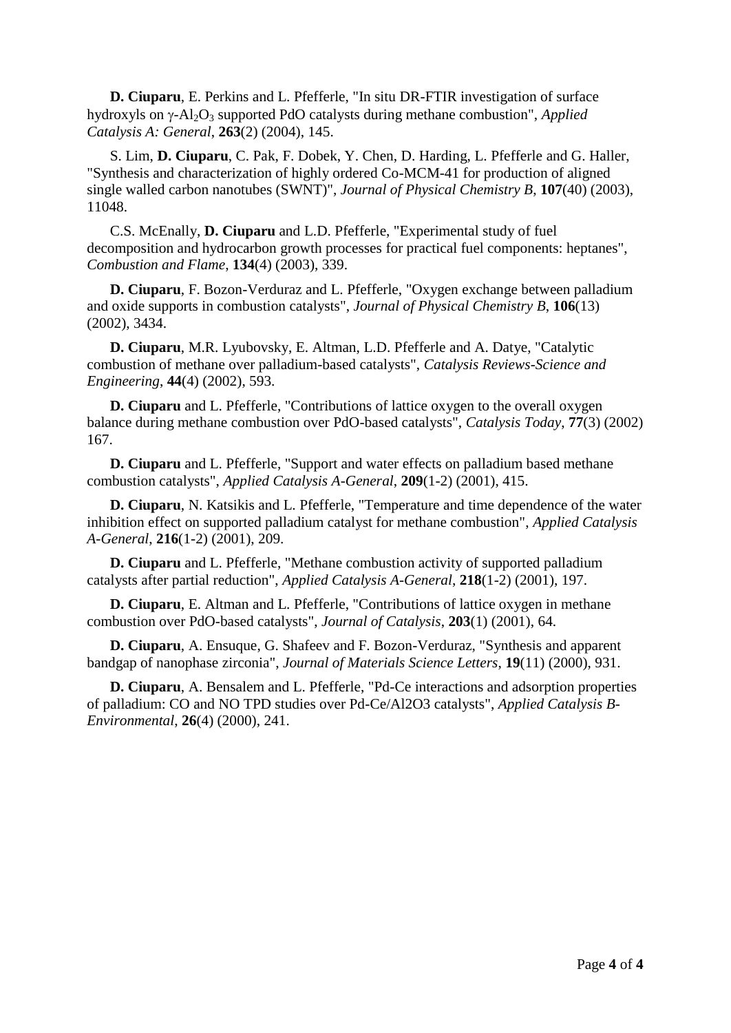**D. Ciuparu**, E. Perkins and L. Pfefferle, "In situ DR-FTIR investigation of surface hydroxyls on γ-$Al_2O_3$ supported PdO catalysts during methane combustion", *Applied Catalysis A: General*, **263**(2) (2004), 145.

S. Lim, **D. Ciuparu**, C. Pak, F. Dobek, Y. Chen, D. Harding, L. Pfefferle and G. Haller, "Synthesis and characterization of highly ordered Co-MCM-41 for production of aligned single walled carbon nanotubes (SWNT)", *Journal of Physical Chemistry B*, **107**(40) (2003), 11048.

C.S. McEnally, **D. Ciuparu** and L.D. Pfefferle, "Experimental study of fuel decomposition and hydrocarbon growth processes for practical fuel components: heptanes", *Combustion and Flame*, **134**(4) (2003), 339.

**D. Ciuparu**, F. Bozon-Verduraz and L. Pfefferle, "Oxygen exchange between palladium and oxide supports in combustion catalysts", *Journal of Physical Chemistry B*, **106**(13) (2002), 3434.

**D. Ciuparu**, M.R. Lyubovsky, E. Altman, L.D. Pfefferle and A. Datye, "Catalytic combustion of methane over palladium-based catalysts", *Catalysis Reviews-Science and Engineering*, **44**(4) (2002), 593.

**D. Ciuparu** and L. Pfefferle, "Contributions of lattice oxygen to the overall oxygen balance during methane combustion over PdO-based catalysts", *Catalysis Today*, **77**(3) (2002) 167.

**D. Ciuparu** and L. Pfefferle, "Support and water effects on palladium based methane combustion catalysts", *Applied Catalysis A-General*, **209**(1-2) (2001), 415.

**D. Ciuparu**, N. Katsikis and L. Pfefferle, "Temperature and time dependence of the water inhibition effect on supported palladium catalyst for methane combustion", *Applied Catalysis A-General*, **216**(1-2) (2001), 209.

**D. Ciuparu** and L. Pfefferle, "Methane combustion activity of supported palladium catalysts after partial reduction", *Applied Catalysis A-General*, **218**(1-2) (2001), 197.

**D. Ciuparu**, E. Altman and L. Pfefferle, "Contributions of lattice oxygen in methane combustion over PdO-based catalysts", *Journal of Catalysis*, **203**(1) (2001), 64.

**D. Ciuparu**, A. Ensuque, G. Shafeev and F. Bozon-Verduraz, "Synthesis and apparent bandgap of nanophase zirconia", *Journal of Materials Science Letters*, **19**(11) (2000), 931.

**D. Ciuparu**, A. Bensalem and L. Pfefferle, "Pd-Ce interactions and adsorption properties of palladium: CO and NO TPD studies over Pd-Ce/Al2O3 catalysts", *Applied Catalysis B-Environmental*, **26**(4) (2000), 241.